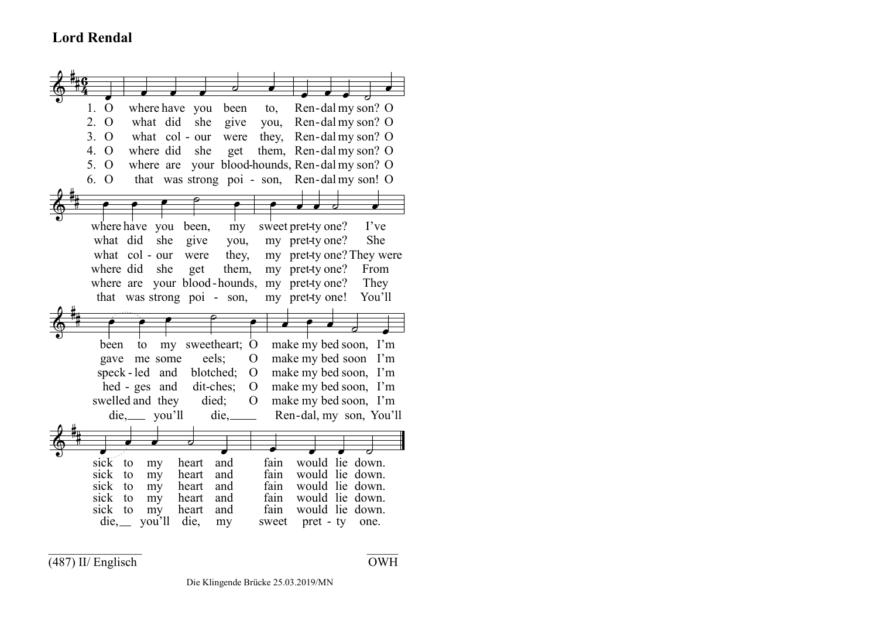# Lord Rendal

1. O where have you been to, Ren-dal my son? O where have you been, my sweet pret-ty one? I've been to my sweetheart; O make my bed soon, I'm sick to my heart and fain would lie down.

2. O what did she give you, Ren-dal my son? O what did she give you, my pret-ty one? She gave me some eels; O make my bed soon I'm sick to my heart and fain would lie down.

3. O what col - our were they, Ren-dal my son? O what col - our were they, my pret-ty one? They were speck - led and blotched; O make my bed soon, I'm sick to my heart and fain would lie down.

4. O where did she get them, Ren-dal my son? O where did she get them, my pret-ty one? From hed - ges and dit-ches; O make my bed soon, I'm sick to my heart and fain would lie down.

5. O where are your blood-hounds, Ren-dal my son? O where are your blood - hounds, my pret-ty one? They swelled and they died; O make my bed soon, I'm sick to my heart and fain would lie down.

6. O that was strong poi - son, Ren-dal my son! O that was strong poi - son, my pret-ty one! You'll die, you'll die, Ren-dal, my son, You'll die, you'll die, my sweet pret - ty one.

(487) II/ Englisch

OWH

Die Klingende Brücke 25.03.2019/MN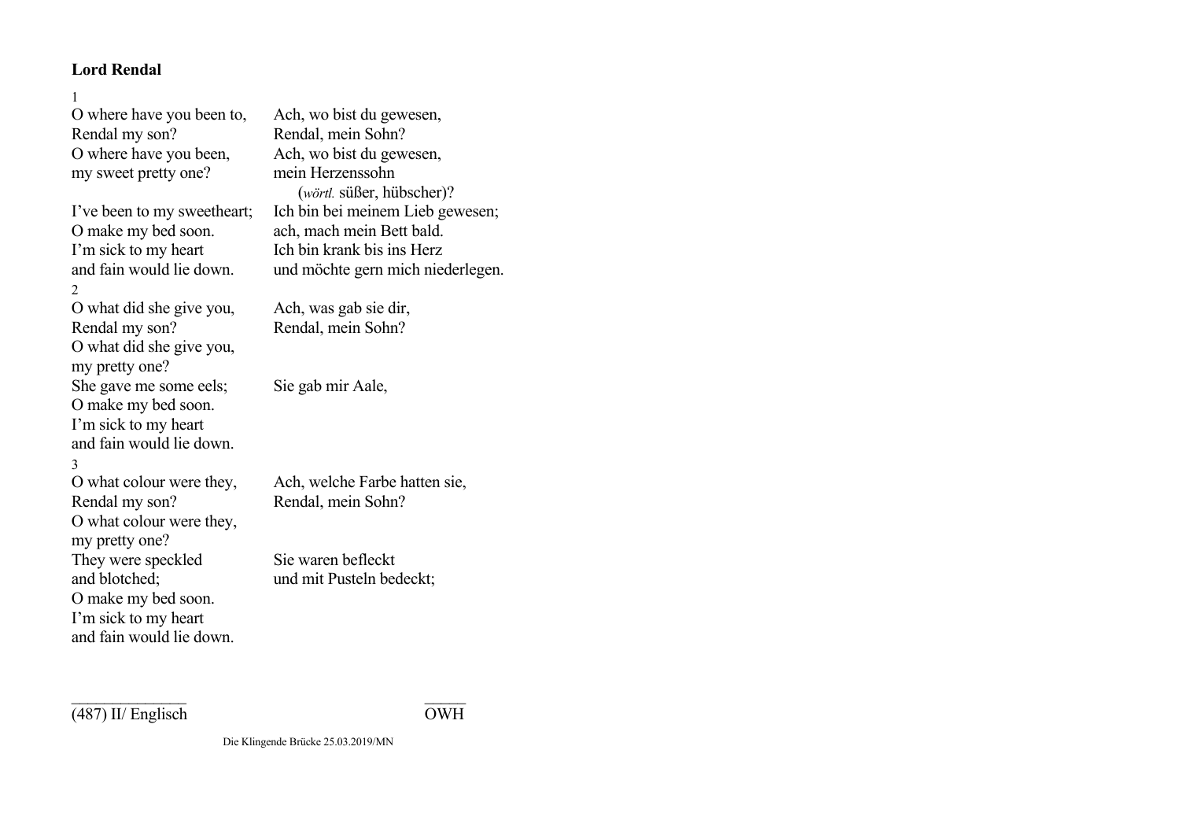**Lord Rendal**

| English | Deutsch |
|---|---|
| 1 | |
| O where have you been to, | Ach, wo bist du gewesen, |
| Rendal my son? | Rendal, mein Sohn? |
| O where have you been, | Ach, wo bist du gewesen, |
| my sweet pretty one? | mein Herzenssohn |
| | (*wörtl.* süßer, hübscher)? |
| I've been to my sweetheart; | Ich bin bei meinem Lieb gewesen; |
| O make my bed soon. | ach, mach mein Bett bald. |
| I'm sick to my heart | Ich bin krank bis ins Herz |
| and fain would lie down. | und möchte gern mich niederlegen. |
| 2 | |
| O what did she give you, | Ach, was gab sie dir, |
| Rendal my son? | Rendal, mein Sohn? |
| O what did she give you, | |
| my pretty one? | |
| She gave me some eels; | Sie gab mir Aale, |
| O make my bed soon. | |
| I'm sick to my heart | |
| and fain would lie down. | |
| 3 | |
| O what colour were they, | Ach, welche Farbe hatten sie, |
| Rendal my son? | Rendal, mein Sohn? |
| O what colour were they, | |
| my pretty one? | |
| They were speckled | Sie waren befleckt |
| and blotched; | und mit Pusteln bedeckt; |
| O make my bed soon. | |
| I'm sick to my heart | |
| and fain would lie down. | |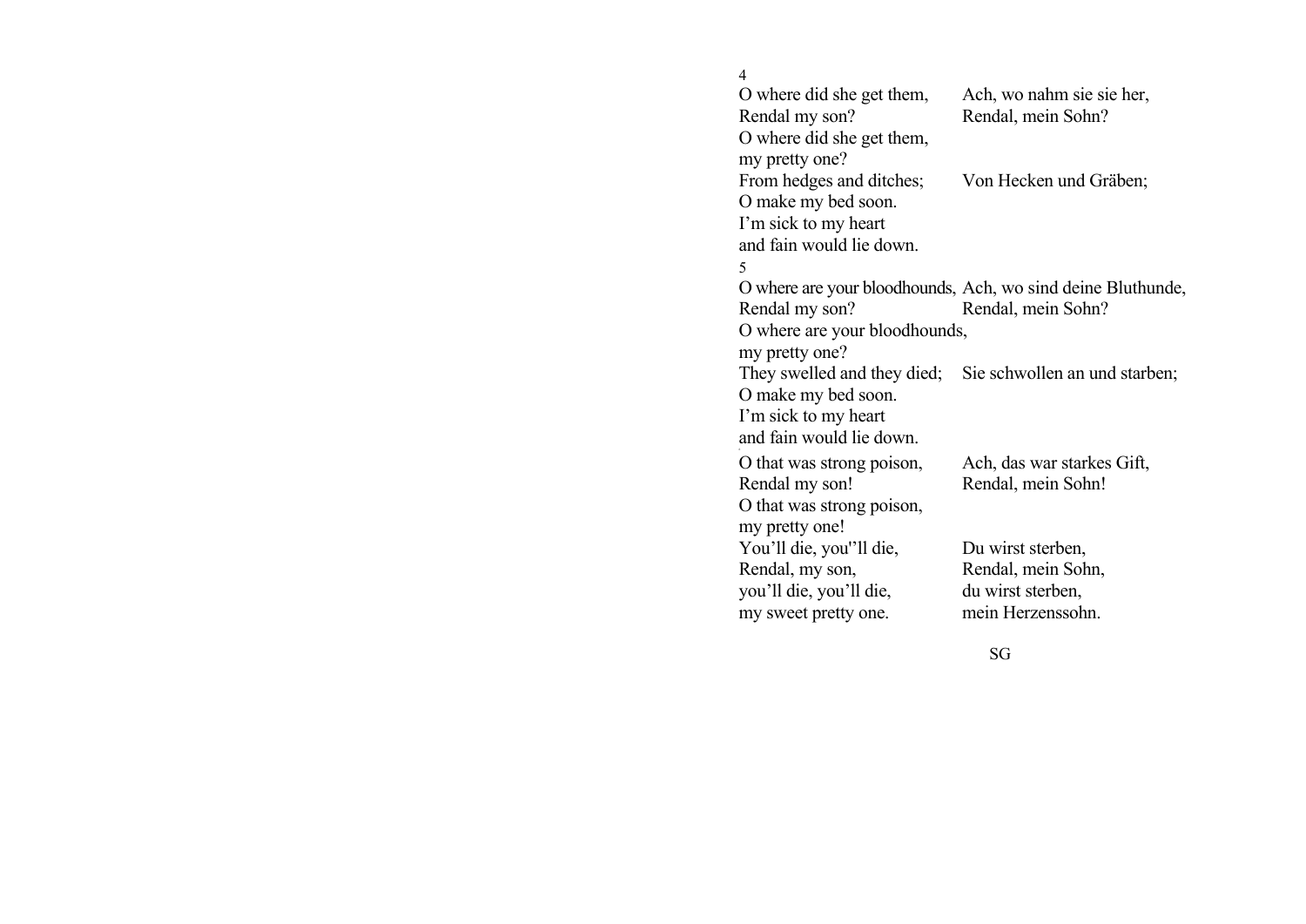4

| | |
|---|---|
| O where did she get them, | Ach, wo nahm sie sie her, |
| Rendal my son? | Rendal, mein Sohn? |
| O where did she get them, | |
| my pretty one? | |
| From hedges and ditches; | Von Hecken und Gräben; |
| O make my bed soon. | |
| I'm sick to my heart | |
| and fain would lie down. | |

5

| | |
|---|---|
| O where are your bloodhounds, | Ach, wo sind deine Bluthunde, |
| Rendal my son? | Rendal, mein Sohn? |
| O where are your bloodhounds, | |
| my pretty one? | |
| They swelled and they died; | Sie schwollen an und starben; |
| O make my bed soon. | |
| I'm sick to my heart | |
| and fain would lie down. | |

| | |
|---|---|
| O that was strong poison, | Ach, das war starkes Gift, |
| Rendal my son! | Rendal, mein Sohn! |
| O that was strong poison, | |
| my pretty one! | |
| You'll die, you''ll die, | Du wirst sterben, |
| Rendal, my son, | Rendal, mein Sohn, |
| you'll die, you'll die, | du wirst sterben, |
| my sweet pretty one. | mein Herzenssohn. |

SG